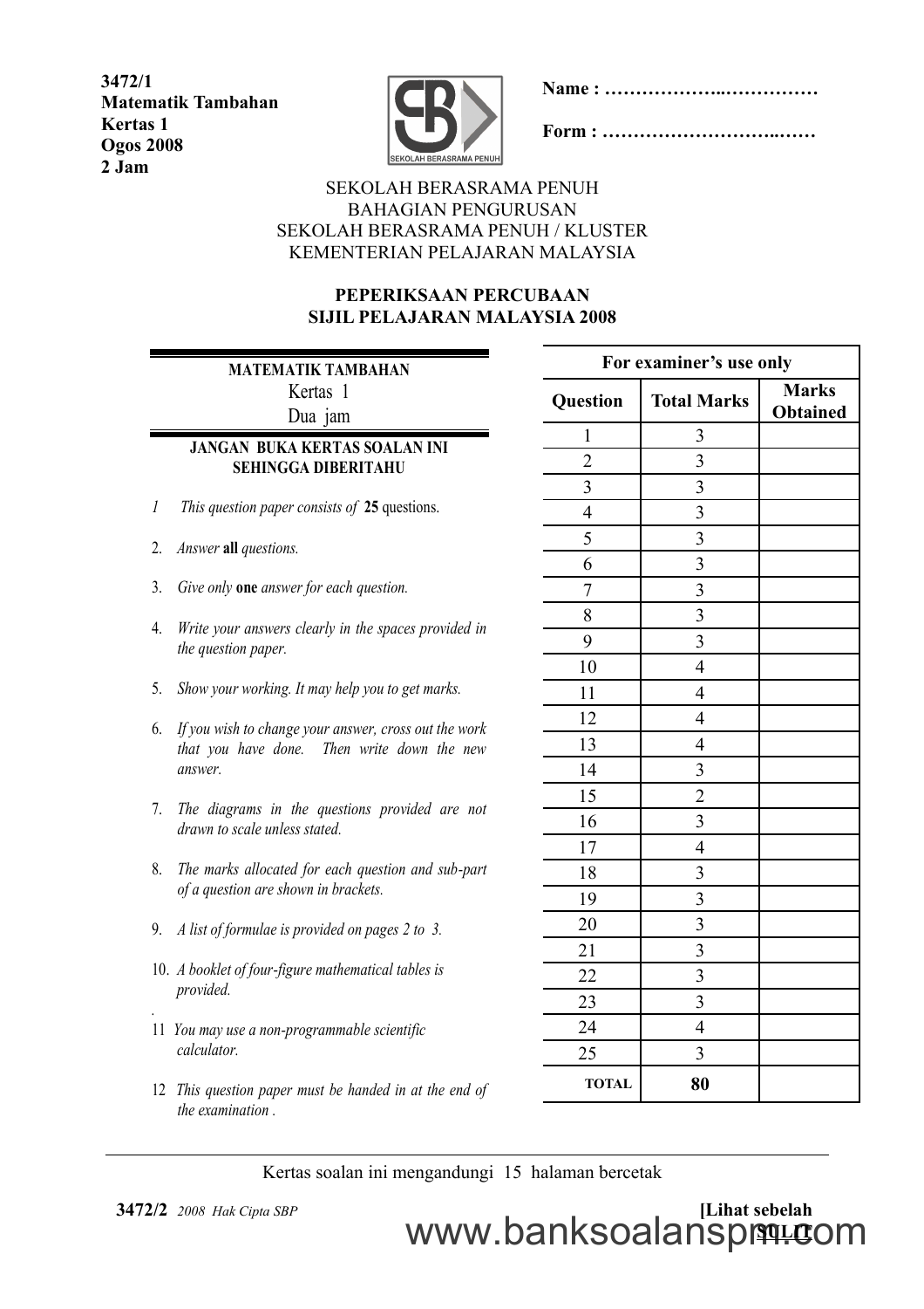**3472/1**
**Matematik Tambahan**
**Kertas 1**
**Ogos 2008**
**2 Jam**

**Name : ……………….……………**

**Form : ………………………..……**

SEKOLAH BERASRAMA PENUH
BAHAGIAN PENGURUSAN
SEKOLAH BERASRAMA PENUH / KLUSTER
KEMENTERIAN PELAJARAN MALAYSIA

**PEPERIKSAAN PERCUBAAN**
**SIJIL PELAJARAN MALAYSIA 2008**

**MATEMATIK TAMBAHAN**
Kertas 1
Dua jam

**JANGAN BUKA KERTAS SOALAN INI SEHINGGA DIBERITAHU**

1. *This question paper consists of* **25** questions.
2. *Answer* **all** *questions.*
3. *Give only* **one** *answer for each question.*
4. *Write your answers clearly in the spaces provided in the question paper.*
5. *Show your working. It may help you to get marks.*
6. *If you wish to change your answer, cross out the work that you have done. Then write down the new answer.*
7. *The diagrams in the questions provided are not drawn to scale unless stated.*
8. *The marks allocated for each question and sub-part of a question are shown in brackets.*
9. *A list of formulae is provided on pages 2 to 3.*
10. *A booklet of four-figure mathematical tables is provided.*
11. *You may use a non-programmable scientific calculator.*
12. *This question paper must be handed in at the end of the examination .*

| For examiner's use only | | |
|---|---|---|
| **Question** | **Total Marks** | **Marks Obtained** |
| 1 | 3 | |
| 2 | 3 | |
| 3 | 3 | |
| 4 | 3 | |
| 5 | 3 | |
| 6 | 3 | |
| 7 | 3 | |
| 8 | 3 | |
| 9 | 3 | |
| 10 | 4 | |
| 11 | 4 | |
| 12 | 4 | |
| 13 | 4 | |
| 14 | 3 | |
| 15 | 2 | |
| 16 | 3 | |
| 17 | 4 | |
| 18 | 3 | |
| 19 | 3 | |
| 20 | 3 | |
| 21 | 3 | |
| 22 | 3 | |
| 23 | 3 | |
| 24 | 4 | |
| 25 | 3 | |
| **TOTAL** | **80** | |

Kertas soalan ini mengandungi 15 halaman bercetak

**3472/2** *2008 Hak Cipta SBP* **[Lihat sebelah SULIT**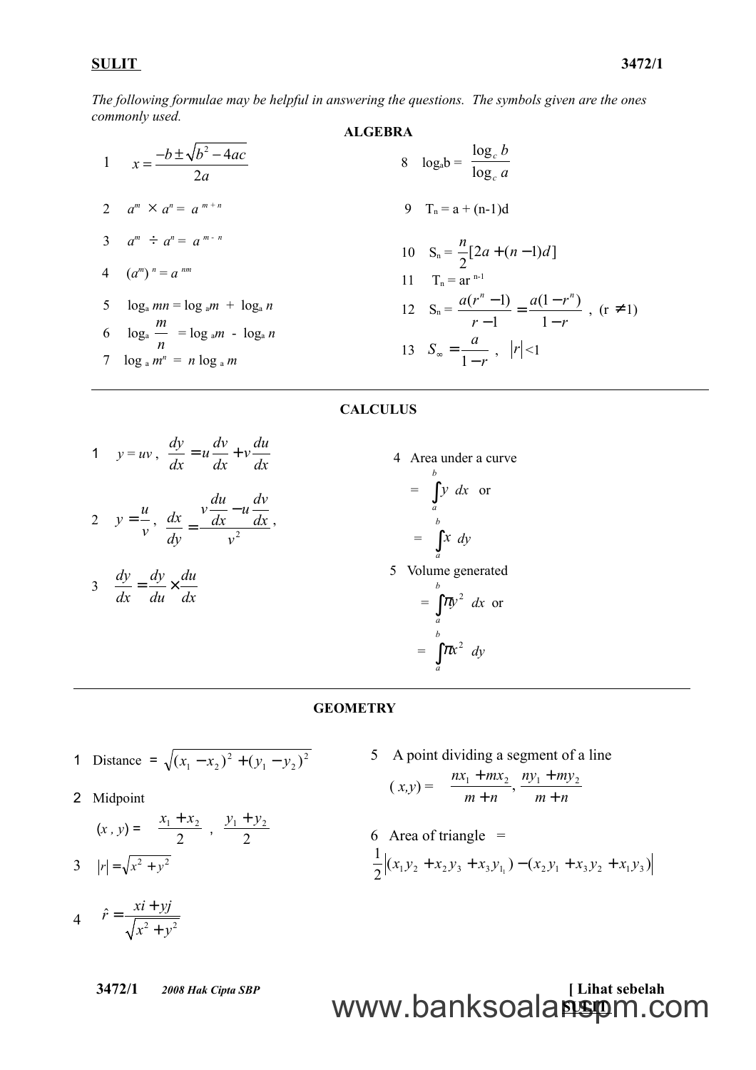*The following formulae may be helpful in answering the questions. The symbols given are the ones commonly used.*

## ALGEBRA

1. $x = \dfrac{-b \pm \sqrt{b^2 - 4ac}}{2a}$

2. $a^m \times a^n = a^{m+n}$

3. $a^m \div a^n = a^{m-n}$

4. $(a^m)^n = a^{nm}$

5. $\log_a mn = \log_a m + \log_a n$

6. $\log_a \dfrac{m}{n} = \log_a m - \log_a n$

7. $\log_a m^n = n \log_a m$

8. $\log_a b = \dfrac{\log_c b}{\log_c a}$

9. $T_n = a + (n-1)d$

10. $S_n = \dfrac{n}{2}[2a + (n-1)d]$

11. $T_n = ar^{n-1}$

12. $S_n = \dfrac{a(r^n - 1)}{r - 1} = \dfrac{a(1 - r^n)}{1 - r}$ , $(r \neq 1)$

13. $S_\infty = \dfrac{a}{1-r}$ , $|r| < 1$

## CALCULUS

1. $y = uv$ , $\dfrac{dy}{dx} = u\dfrac{dv}{dx} + v\dfrac{du}{dx}$

2. $y = \dfrac{u}{v}$ , $\dfrac{dx}{dy} = \dfrac{v\dfrac{du}{dx} - u\dfrac{dv}{dx}}{v^2}$ ,

3. $\dfrac{dy}{dx} = \dfrac{dy}{du} \times \dfrac{du}{dx}$

4. Area under a curve
   $= \displaystyle\int_a^b y \; dx$ or
   $= \displaystyle\int_a^b x \; dy$

5. Volume generated
   $= \displaystyle\int_a^b \pi y^2 \; dx$ or
   $= \displaystyle\int_a^b \pi x^2 \; dy$

## GEOMETRY

1. Distance $= \sqrt{(x_1 - x_2)^2 + (y_1 - y_2)^2}$

2. Midpoint
   $(x, y) = \left( \dfrac{x_1 + x_2}{2} , \dfrac{y_1 + y_2}{2} \right)$

3. $|r| = \sqrt{x^2 + y^2}$

4. $\hat{r} = \dfrac{xi + yj}{\sqrt{x^2 + y^2}}$

5. A point dividing a segment of a line
   $(x, y) = \left( \dfrac{nx_1 + mx_2}{m + n}, \dfrac{ny_1 + my_2}{m + n} \right)$

6. Area of triangle $=$
   $\dfrac{1}{2}\left| (x_1 y_2 + x_2 y_3 + x_3 y_1) - (x_2 y_1 + x_3 y_2 + x_1 y_3) \right|$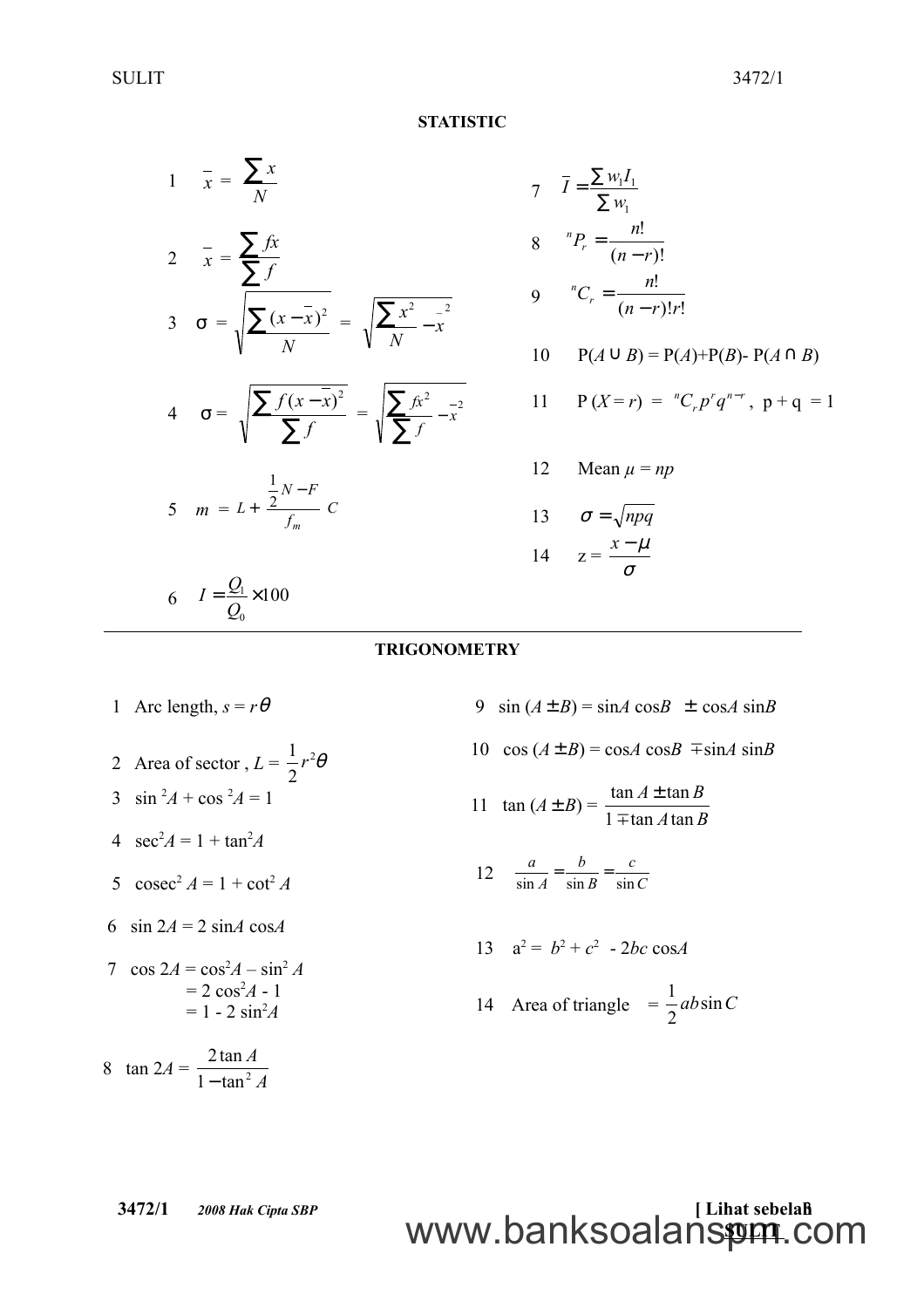## STATISTIC

1. $\bar{x} = \dfrac{\sum x}{N}$

2. $\bar{x} = \dfrac{\sum fx}{\sum f}$

3. $\sigma = \sqrt{\dfrac{\sum (x - \bar{x})^2}{N}} = \sqrt{\dfrac{\sum x^2}{N} - \bar{x}^2}$

4. $\sigma = \sqrt{\dfrac{\sum f(x - \bar{x})^2}{\sum f}} = \sqrt{\dfrac{\sum fx^2}{\sum f} - \bar{x}^2}$

5. $m = L + \left( \dfrac{\frac{1}{2}N - F}{f_m} \right) C$

6. $I = \dfrac{Q_1}{Q_0} \times 100$

7. $\bar{I} = \dfrac{\sum w_1 I_1}{\sum w_1}$

8. ${}^nP_r = \dfrac{n!}{(n-r)!}$

9. ${}^nC_r = \dfrac{n!}{(n-r)!\,r!}$

10. $P(A \cup B) = P(A) + P(B) - P(A \cap B)$

11. $P(X = r) = {}^nC_r\, p^r q^{n-r}$, $p + q = 1$

12. Mean $\mu = np$

13. $\sigma = \sqrt{npq}$

14. $z = \dfrac{x - \mu}{\sigma}$

## TRIGONOMETRY

1. Arc length, $s = r\theta$

2. Area of sector, $L = \dfrac{1}{2} r^2 \theta$

3. $\sin^2 A + \cos^2 A = 1$

4. $\sec^2 A = 1 + \tan^2 A$

5. $\operatorname{cosec}^2 A = 1 + \cot^2 A$

6. $\sin 2A = 2 \sin A \cos A$

7. $\cos 2A = \cos^2 A - \sin^2 A$
   $= 2\cos^2 A - 1$
   $= 1 - 2\sin^2 A$

8. $\tan 2A = \dfrac{2 \tan A}{1 - \tan^2 A}$

9. $\sin (A \pm B) = \sin A \cos B \pm \cos A \sin B$

10. $\cos (A \pm B) = \cos A \cos B \mp \sin A \sin B$

11. $\tan (A \pm B) = \dfrac{\tan A \pm \tan B}{1 \mp \tan A \tan B}$

12. $\dfrac{a}{\sin A} = \dfrac{b}{\sin B} = \dfrac{c}{\sin C}$

13. $a^2 = b^2 + c^2 - 2bc \cos A$

14. Area of triangle $= \dfrac{1}{2} ab \sin C$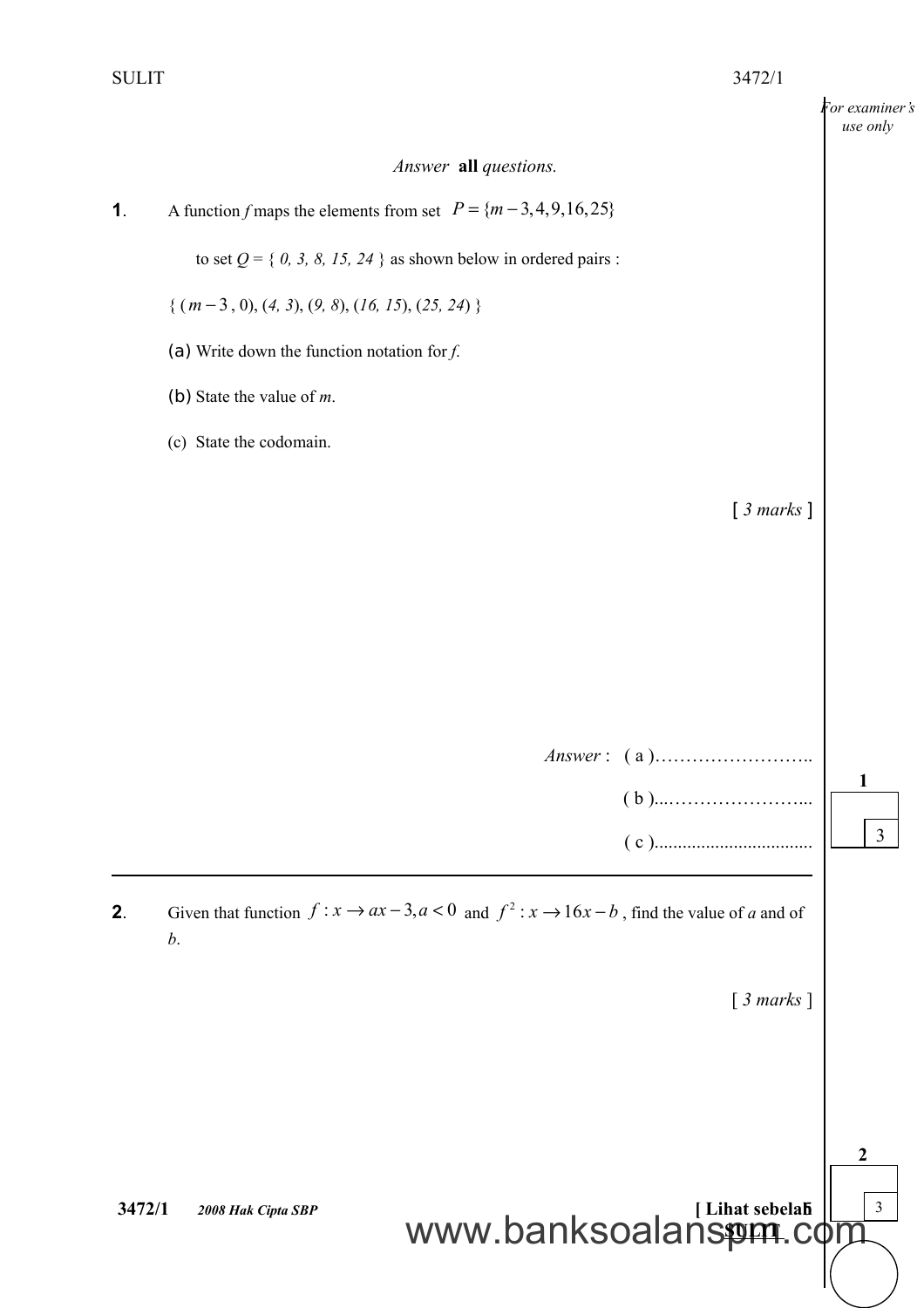*Answer* **all** *questions.*

**1**. A function *f* maps the elements from set $P = \{m-3, 4, 9, 16, 25\}$

to set $Q = \{ 0, 3, 8, 15, 24 \}$ as shown below in ordered pairs :

$\{ (m-3, 0), (4, 3), (9, 8), (16, 15), (25, 24) \}$

(a) Write down the function notation for *f*.

(b) State the value of *m*.

(c) State the codomain.

[ *3 marks* ]

*Answer* : ( a )……………………..

( b )...…………………...

( c )................................

---

**2**. Given that function $f : x \rightarrow ax - 3, a < 0$ and $f^2 : x \rightarrow 16x - b$ , find the value of *a* and of *b*.

[ *3 marks* ]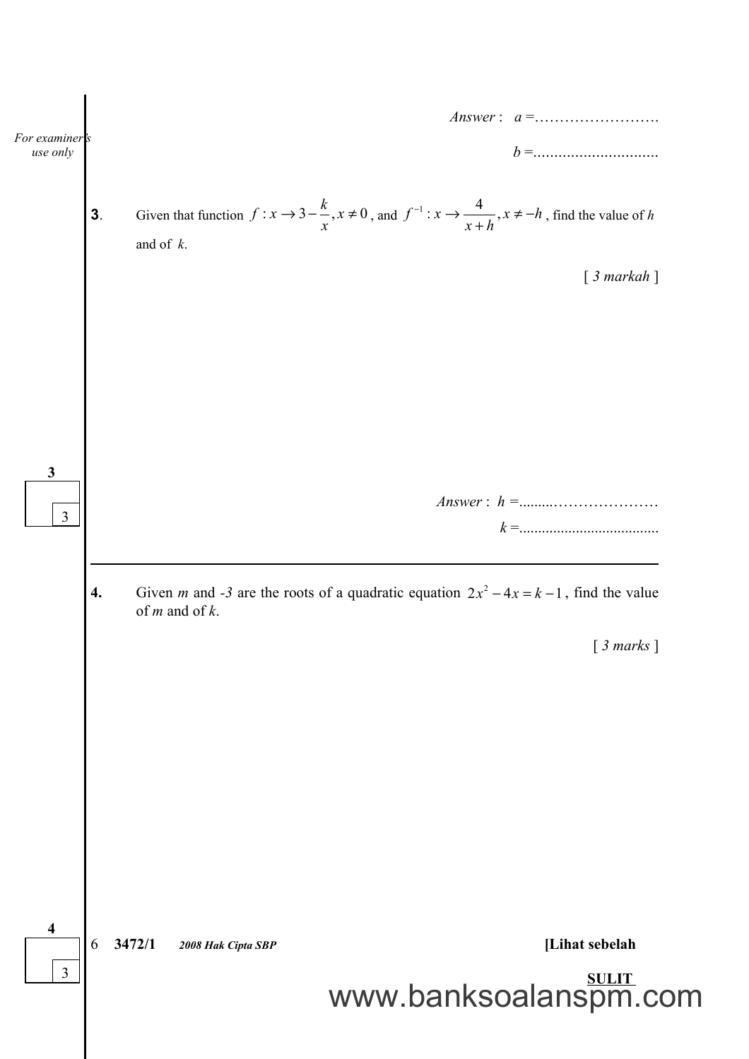Answer : $a$ =…………………….

$b$ =…………………….

**3**. Given that function $f : x \rightarrow 3 - \dfrac{k}{x}, x \neq 0$, and $f^{-1} : x \rightarrow \dfrac{4}{x+h}, x \neq -h$, find the value of $h$ and of $k$.

[ *3 markah* ]

Answer : $h$ =…………………….

$k$ =…………………….

---

**4.** Given $m$ and $-3$ are the roots of a quadratic equation $2x^2 - 4x = k - 1$, find the value of $m$ and of $k$.

[ *3 marks* ]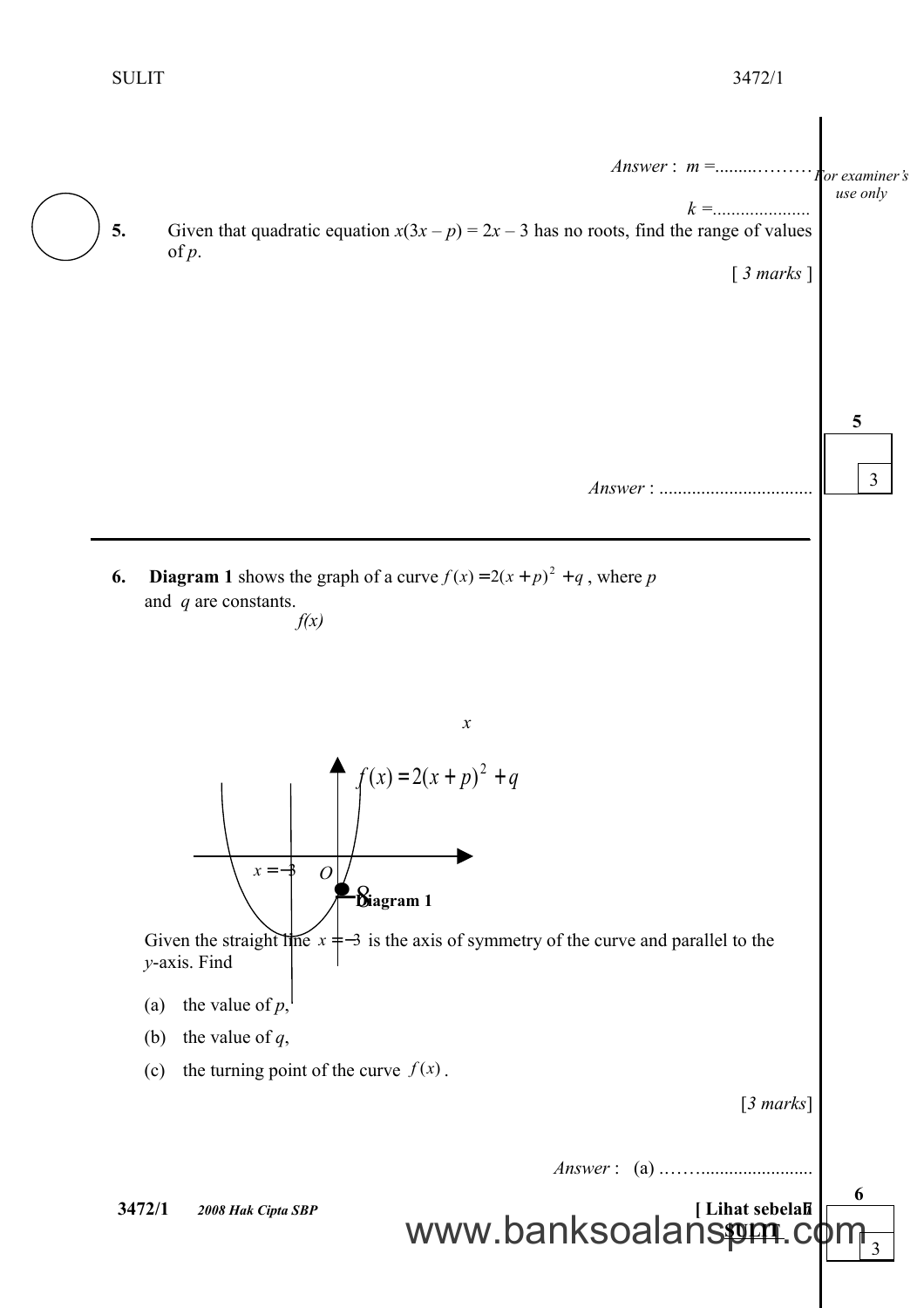Answer : $m$ =.................

$k$ =.....................

For examiner's use only

**5.** Given that quadratic equation $x(3x - p) = 2x - 3$ has no roots, find the range of values of $p$.

[ *3 marks* ]

Answer : .................................

---

**6.** **Diagram 1** shows the graph of a curve $f(x) = 2(x + p)^2 + q$, where $p$ and $q$ are constants.

$f(x)$

$x$

$f(x) = 2(x + p)^2 + q$

$x = -3$ $O$

$-8$

**Diagram 1**

Given the straight line $x = -3$ is the axis of symmetry of the curve and parallel to the $y$-axis. Find

(a) the value of $p$,

(b) the value of $q$,

(c) the turning point of the curve $f(x)$.

[*3 marks*]

Answer : (a) ...................................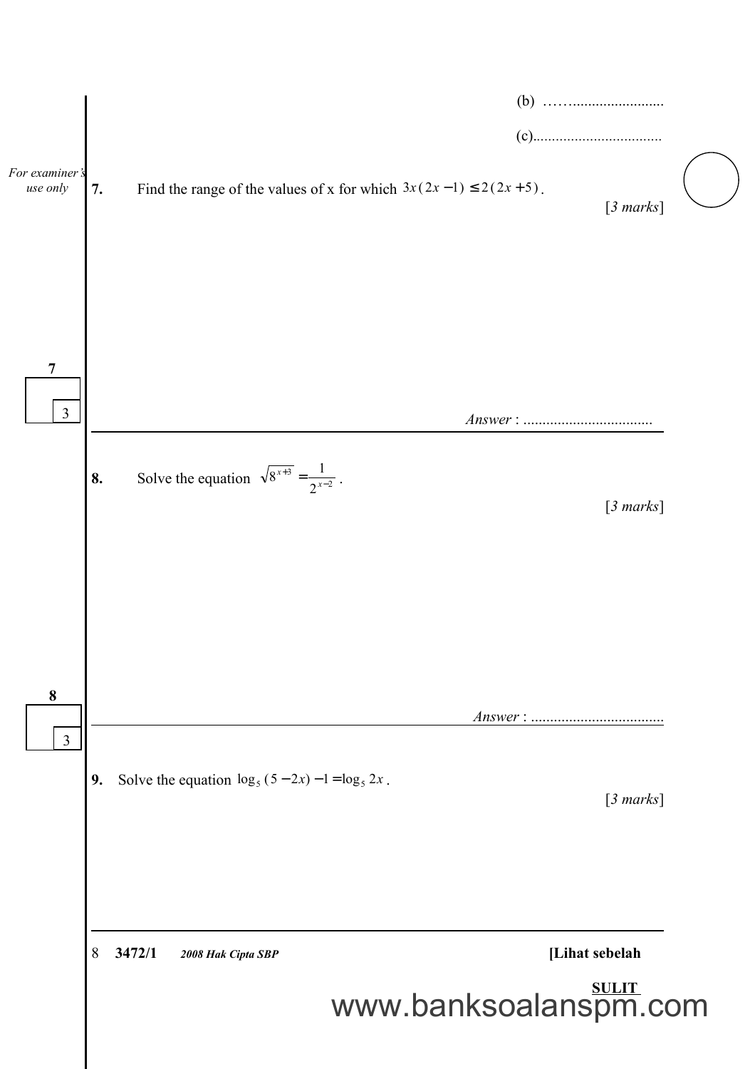(b) ……........................

(c)..................................

7. Find the range of the values of x for which $3x(2x-1) \leq 2(2x+5)$.

[*3 marks*]

*Answer* : ..................................

8. Solve the equation $\sqrt{8^{x+3}} = \frac{1}{2^{x-2}}$.

[*3 marks*]

*Answer* : ..................................

9. Solve the equation $\log_5 (5-2x) - 1 = \log_5 2x$.

[*3 marks*]

**3472/1** ***2008 Hak Cipta SBP*** **[Lihat sebelah**

**SULIT**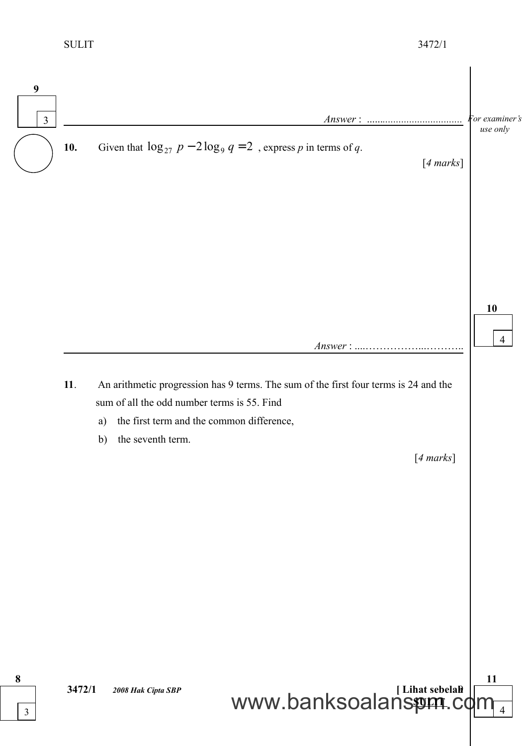Answer : ....................................

**10.** Given that $\log_{27} p - 2\log_9 q = 2$ , express *p* in terms of *q*.

[*4 marks*]

Answer : ....……………...……….

**11**. An arithmetic progression has 9 terms. The sum of the first four terms is 24 and the sum of all the odd number terms is 55. Find

a) the first term and the common difference,

b) the seventh term.

[*4 marks*]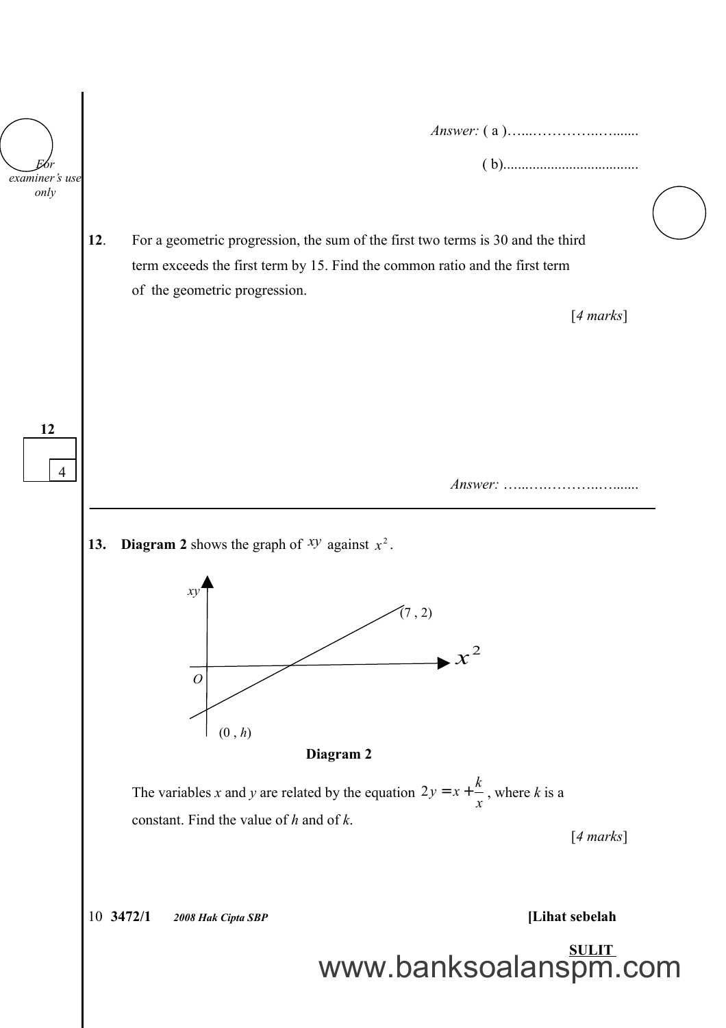Answer: ( a )……………………….......

( b).....................................

**12.** For a geometric progression, the sum of the first two terms is 30 and the third term exceeds the first term by 15. Find the common ratio and the first term of the geometric progression.

[*4 marks*]

Answer: ……………………….......

---

**13.** **Diagram 2** shows the graph of $xy$ against $x^2$.

(Graph: straight line through $(0, h)$ and $(7, 2)$, with $xy$ on the vertical axis and $x^2$ on the horizontal axis, origin $O$)

**Diagram 2**

The variables *x* and *y* are related by the equation $2y = x + \frac{k}{x}$, where *k* is a constant. Find the value of *h* and of *k*.

[*4 marks*]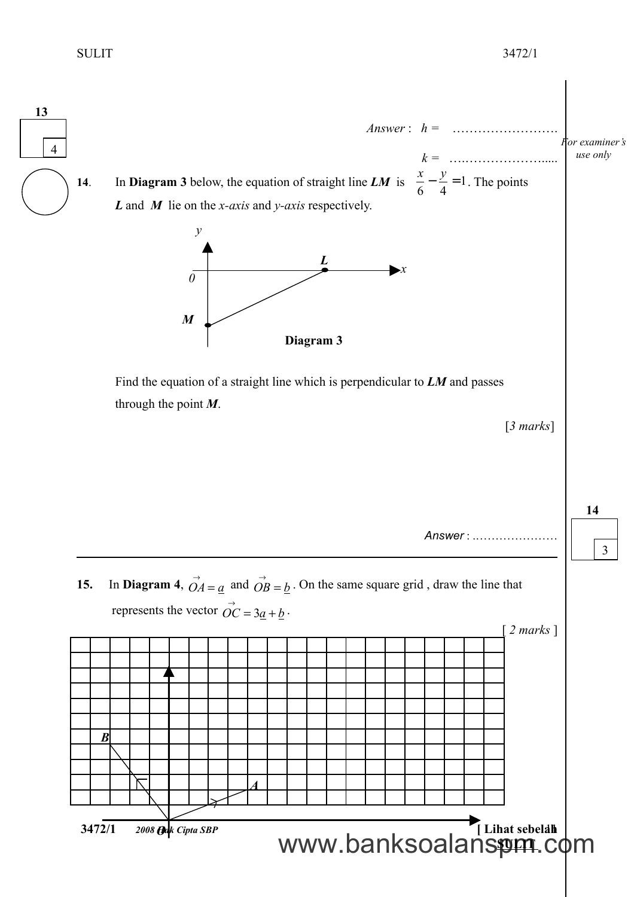Answer : $h =$ ……………………

$k =$ ……………………

**14.** In **Diagram 3** below, the equation of straight line ***LM*** is $\dfrac{x}{6} - \dfrac{y}{4} = 1$. The points ***L*** and ***M*** lie on the *x-axis* and *y-axis* respectively.

**Diagram 3**

Find the equation of a straight line which is perpendicular to ***LM*** and passes through the point ***M***.

[*3 marks*]

Answer : …………………

---

**15.** In **Diagram 4**, $\vec{OA} = \underline{a}$ and $\vec{OB} = \underline{b}$. On the same square grid , draw the line that represents the vector $\vec{OC} = 3\underline{a} + \underline{b}$.

[ *2 marks* ]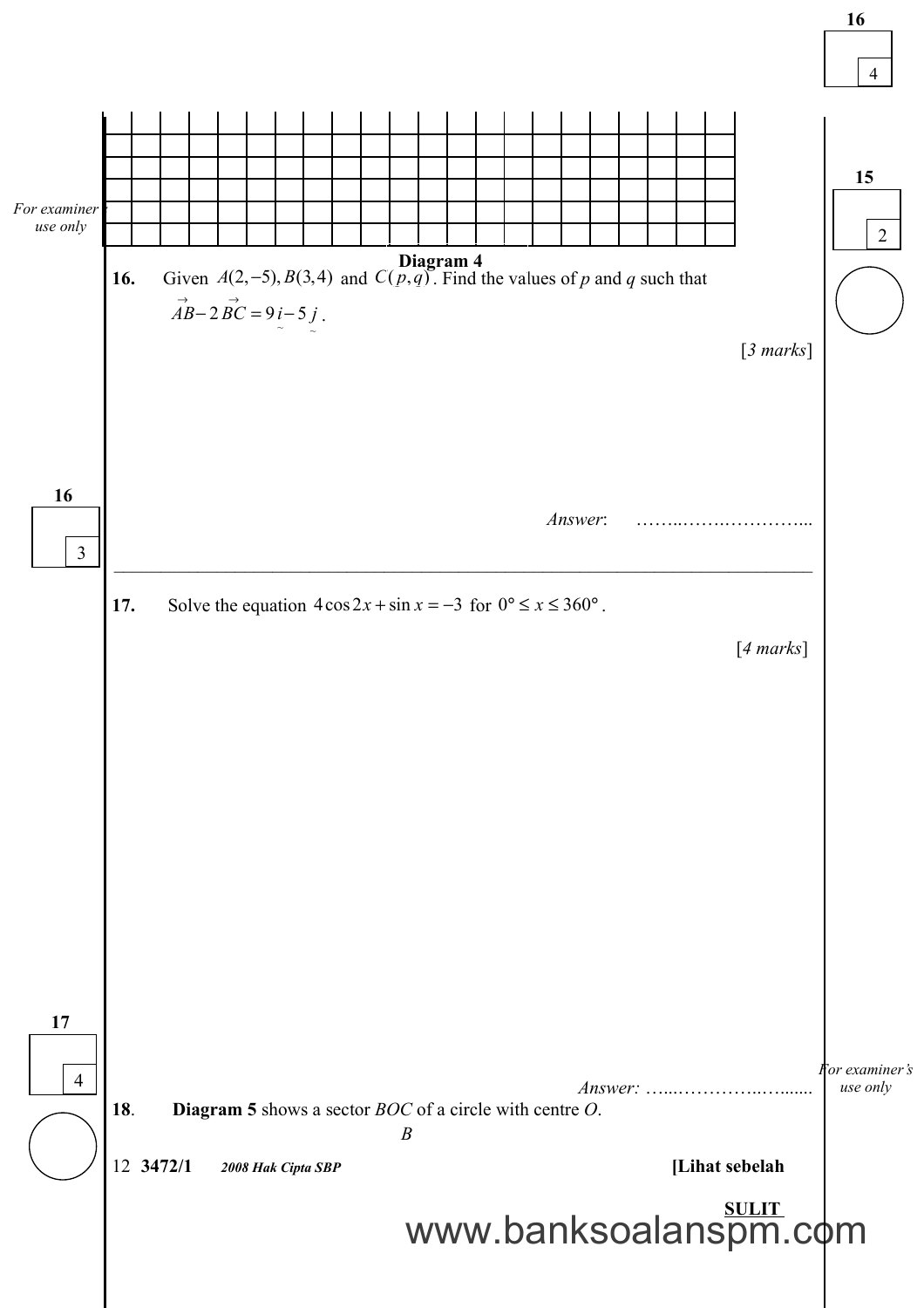**Diagram 4**

**16.** Given $A(2,-5), B(3,4)$ and $C(p,q)$. Find the values of *p* and *q* such that $\vec{AB} - 2\vec{BC} = 9\underset{\sim}{i} - 5\underset{\sim}{j}$.

[*3 marks*]

*Answer*: ……..…….…………...

---

**17.** Solve the equation $4\cos 2x + \sin x = -3$ for $0° \leq x \leq 360°$.

[*4 marks*]

*Answer:* …..…………..….......

**18**. **Diagram 5** shows a sector *BOC* of a circle with centre *O*.

*B*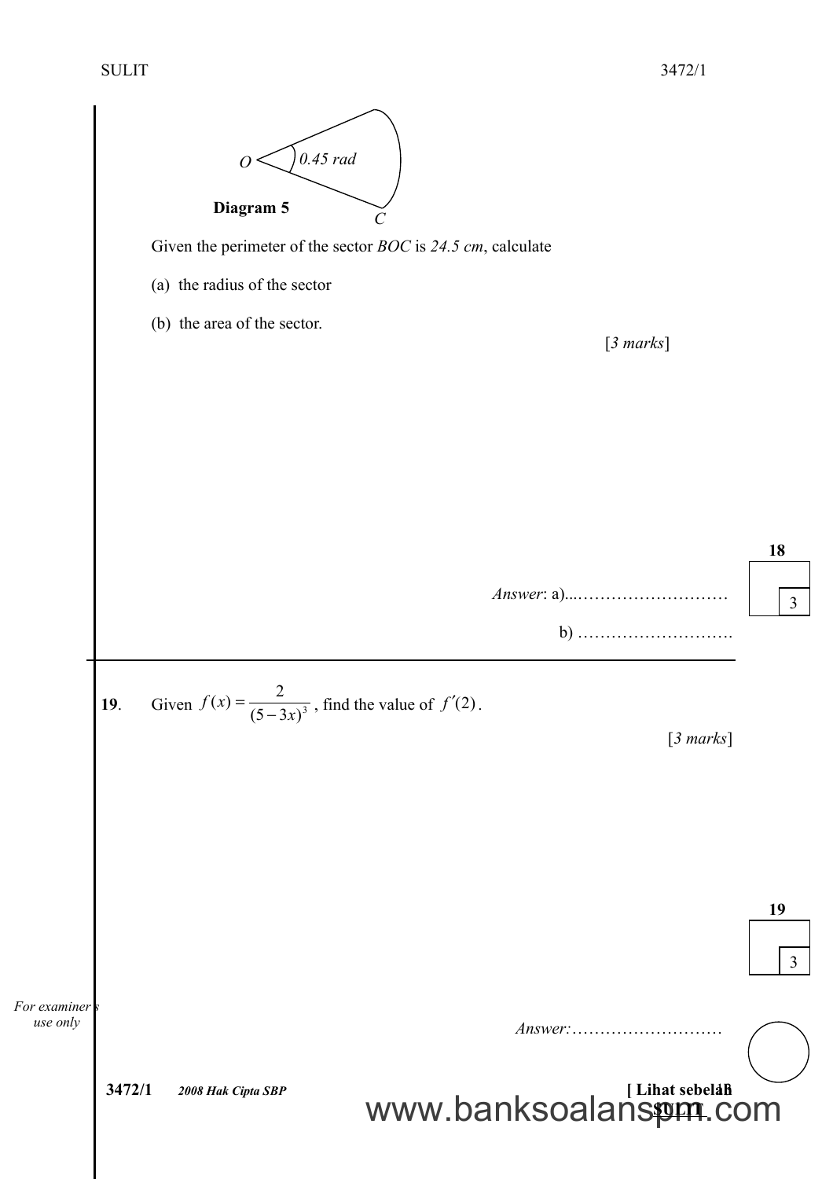O — 0.45 rad — C

**Diagram 5**

Given the perimeter of the sector *BOC* is *24.5 cm*, calculate

(a) the radius of the sector

(b) the area of the sector.

[*3 marks*]

*Answer*: a)...………………………

b) ……………………….

---

**19**. Given $f(x) = \dfrac{2}{(5-3x)^3}$, find the value of $f'(2)$.

[*3 marks*]

*Answer:*………………………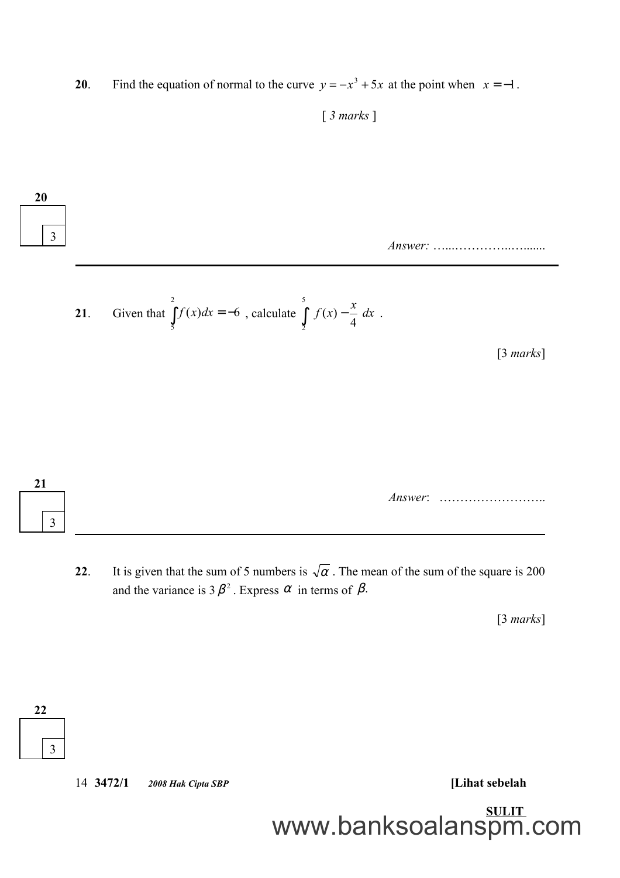**20**. Find the equation of normal to the curve $y = -x^3 + 5x$ at the point when $x = -1$.

[ *3 marks* ]

*Answer:* ……………………………

**21**. Given that $\int_5^2 f(x)dx = -6$ , calculate $\int_2^5 \left[ f(x) - \frac{x}{4} \right] dx$ .

[3 *marks*]

*Answer*: ……………………………

**22**. It is given that the sum of 5 numbers is $\sqrt{\alpha}$ . The mean of the sum of the square is 200 and the variance is $3\beta^2$ . Express $\alpha$ in terms of $\beta$.

[3 *marks*]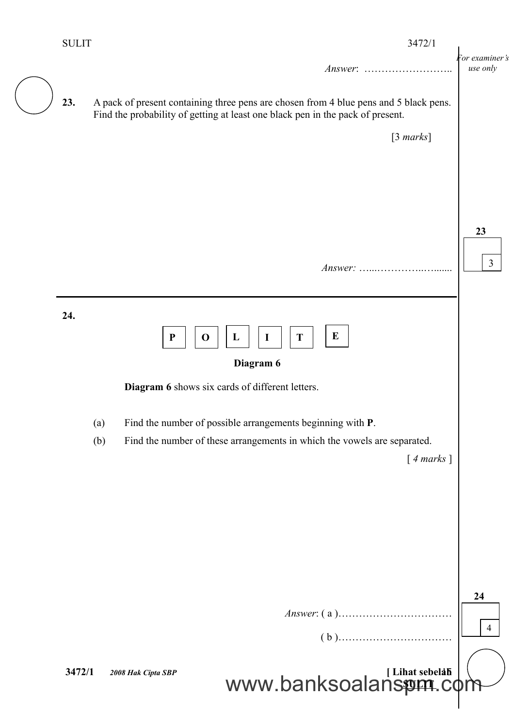*Answer*: ……………………..

**23.** A pack of present containing three pens are chosen from 4 blue pens and 5 black pens. Find the probability of getting at least one black pen in the pack of present.

[3 *marks*]

*Answer:* …...…………..….......

---

**24.**

| P | O | L | I | T | E |
|---|---|---|---|---|---|

**Diagram 6**

**Diagram 6** shows six cards of different letters.

(a) Find the number of possible arrangements beginning with **P**.

(b) Find the number of these arrangements in which the vowels are separated.

[ *4 marks* ]

*Answer*: ( a )……………………………

( b )……………………………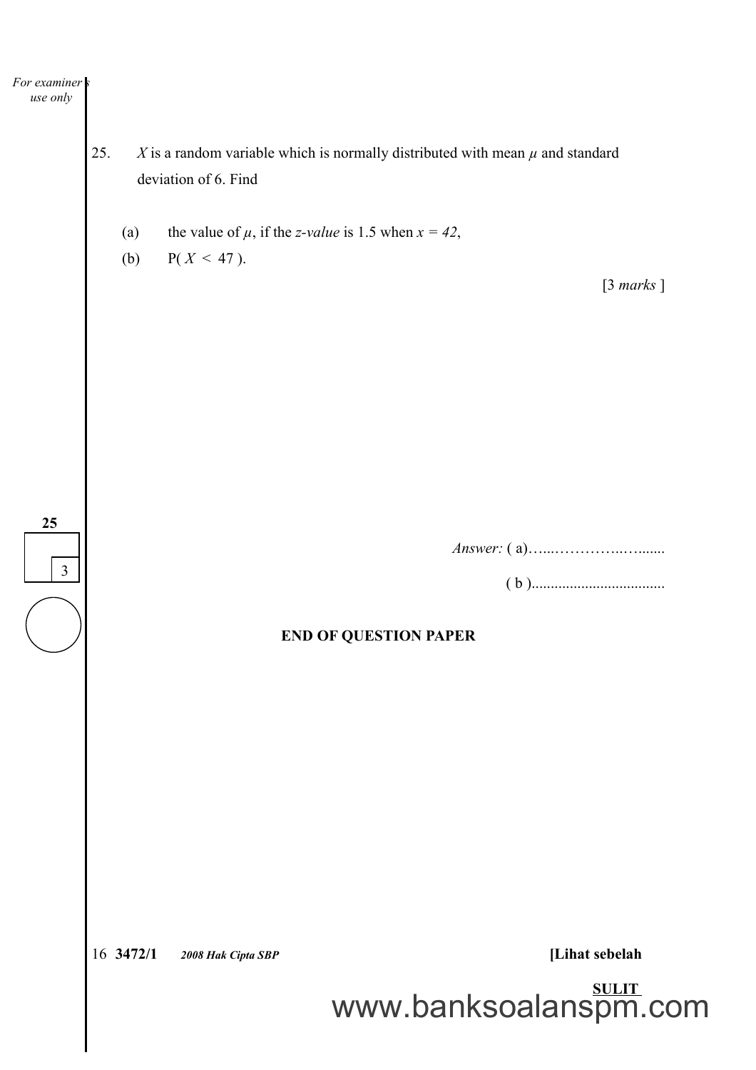25. $X$ is a random variable which is normally distributed with mean $\mu$ and standard deviation of 6. Find

(a) the value of $\mu$, if the *z-value* is 1.5 when $x = 42$,

(b) $P(X < 47)$.

[3 *marks* ]

*Answer:* ( a)…....…………..….......

( b )...................................

**END OF QUESTION PAPER**